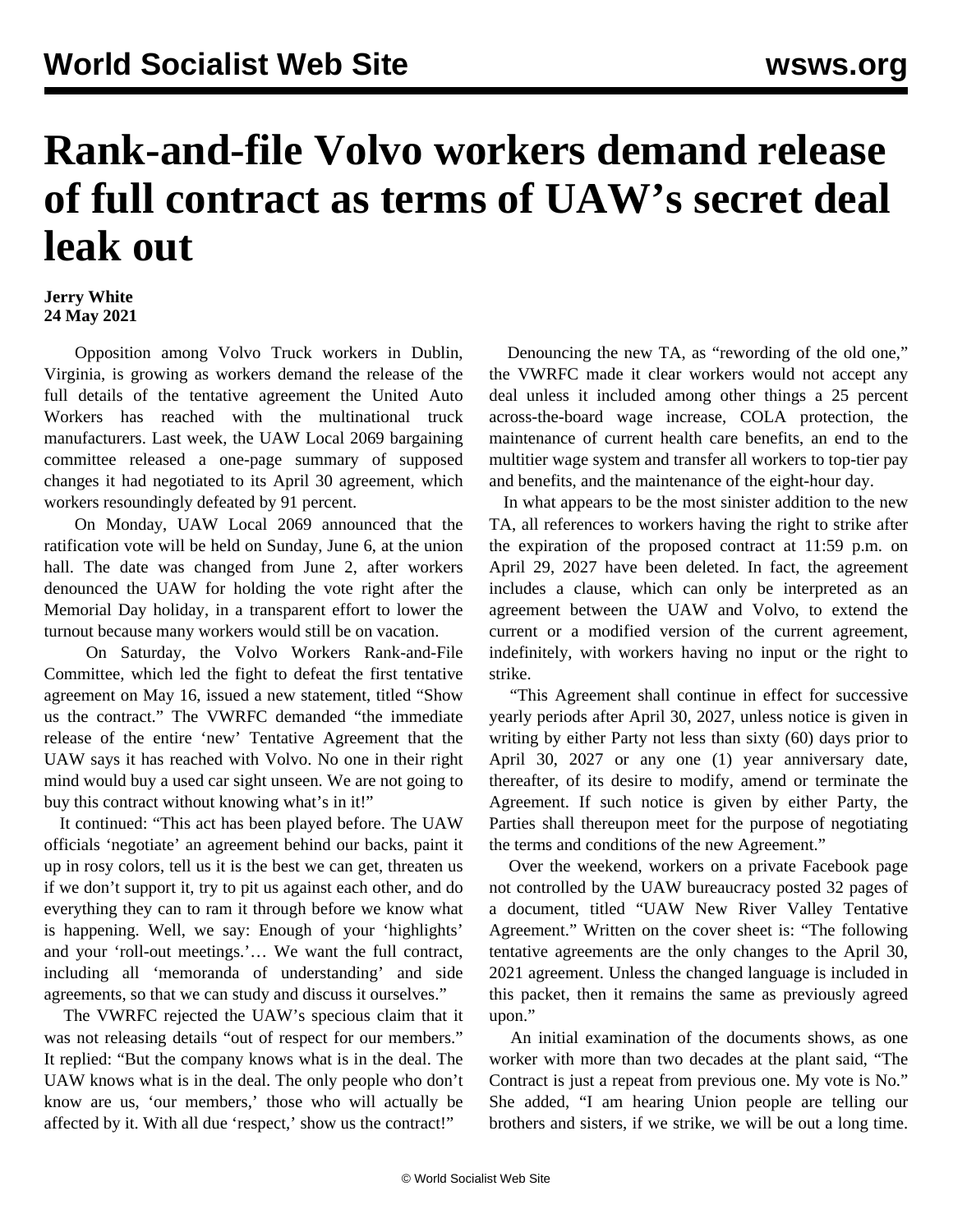# Rank-and-file Volvo workers demand release of full contract as terms of UAW's secret deal leak out

**Jerry White**
**24 May 2021**

Opposition among Volvo Truck workers in Dublin, Virginia, is growing as workers demand the release of the full details of the tentative agreement the United Auto Workers has reached with the multinational truck manufacturers. Last week, the UAW Local 2069 bargaining committee released a one-page summary of supposed changes it had negotiated to its April 30 agreement, which workers resoundingly defeated by 91 percent.

On Monday, UAW Local 2069 announced that the ratification vote will be held on Sunday, June 6, at the union hall. The date was changed from June 2, after workers denounced the UAW for holding the vote right after the Memorial Day holiday, in a transparent effort to lower the turnout because many workers would still be on vacation.

On Saturday, the Volvo Workers Rank-and-File Committee, which led the fight to defeat the first tentative agreement on May 16, issued a new statement, titled "Show us the contract." The VWRFC demanded "the immediate release of the entire 'new' Tentative Agreement that the UAW says it has reached with Volvo. No one in their right mind would buy a used car sight unseen. We are not going to buy this contract without knowing what's in it!"

It continued: "This act has been played before. The UAW officials 'negotiate' an agreement behind our backs, paint it up in rosy colors, tell us it is the best we can get, threaten us if we don't support it, try to pit us against each other, and do everything they can to ram it through before we know what is happening. Well, we say: Enough of your 'highlights' and your 'roll-out meetings.'… We want the full contract, including all 'memoranda of understanding' and side agreements, so that we can study and discuss it ourselves."

The VWRFC rejected the UAW's specious claim that it was not releasing details "out of respect for our members." It replied: "But the company knows what is in the deal. The UAW knows what is in the deal. The only people who don't know are us, 'our members,' those who will actually be affected by it. With all due 'respect,' show us the contract!"

Denouncing the new TA, as "rewording of the old one," the VWRFC made it clear workers would not accept any deal unless it included among other things a 25 percent across-the-board wage increase, COLA protection, the maintenance of current health care benefits, an end to the multitier wage system and transfer all workers to top-tier pay and benefits, and the maintenance of the eight-hour day.

In what appears to be the most sinister addition to the new TA, all references to workers having the right to strike after the expiration of the proposed contract at 11:59 p.m. on April 29, 2027 have been deleted. In fact, the agreement includes a clause, which can only be interpreted as an agreement between the UAW and Volvo, to extend the current or a modified version of the current agreement, indefinitely, with workers having no input or the right to strike.

"This Agreement shall continue in effect for successive yearly periods after April 30, 2027, unless notice is given in writing by either Party not less than sixty (60) days prior to April 30, 2027 or any one (1) year anniversary date, thereafter, of its desire to modify, amend or terminate the Agreement. If such notice is given by either Party, the Parties shall thereupon meet for the purpose of negotiating the terms and conditions of the new Agreement."

Over the weekend, workers on a private Facebook page not controlled by the UAW bureaucracy posted 32 pages of a document, titled "UAW New River Valley Tentative Agreement." Written on the cover sheet is: "The following tentative agreements are the only changes to the April 30, 2021 agreement. Unless the changed language is included in this packet, then it remains the same as previously agreed upon."

An initial examination of the documents shows, as one worker with more than two decades at the plant said, "The Contract is just a repeat from previous one. My vote is No." She added, "I am hearing Union people are telling our brothers and sisters, if we strike, we will be out a long time.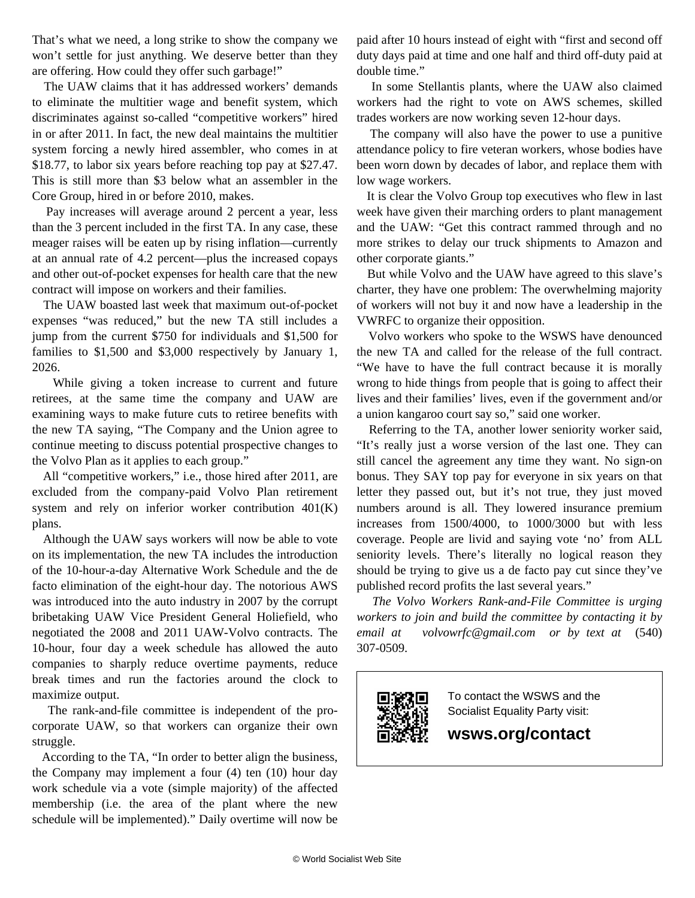That's what we need, a long strike to show the company we won't settle for just anything. We deserve better than they are offering. How could they offer such garbage!"

The UAW claims that it has addressed workers' demands to eliminate the multitier wage and benefit system, which discriminates against so-called "competitive workers" hired in or after 2011. In fact, the new deal maintains the multitier system forcing a newly hired assembler, who comes in at $18.77, to labor six years before reaching top pay at $27.47. This is still more than $3 below what an assembler in the Core Group, hired in or before 2010, makes.

Pay increases will average around 2 percent a year, less than the 3 percent included in the first TA. In any case, these meager raises will be eaten up by rising inflation—currently at an annual rate of 4.2 percent—plus the increased copays and other out-of-pocket expenses for health care that the new contract will impose on workers and their families.

The UAW boasted last week that maximum out-of-pocket expenses "was reduced," but the new TA still includes a jump from the current $750 for individuals and $1,500 for families to $1,500 and $3,000 respectively by January 1, 2026.

While giving a token increase to current and future retirees, at the same time the company and UAW are examining ways to make future cuts to retiree benefits with the new TA saying, "The Company and the Union agree to continue meeting to discuss potential prospective changes to the Volvo Plan as it applies to each group."

All "competitive workers," i.e., those hired after 2011, are excluded from the company-paid Volvo Plan retirement system and rely on inferior worker contribution 401(K) plans.

Although the UAW says workers will now be able to vote on its implementation, the new TA includes the introduction of the 10-hour-a-day Alternative Work Schedule and the de facto elimination of the eight-hour day. The notorious AWS was introduced into the auto industry in 2007 by the corrupt bribetaking UAW Vice President General Holiefield, who negotiated the 2008 and 2011 UAW-Volvo contracts. The 10-hour, four day a week schedule has allowed the auto companies to sharply reduce overtime payments, reduce break times and run the factories around the clock to maximize output.

The rank-and-file committee is independent of the pro-corporate UAW, so that workers can organize their own struggle.

According to the TA, "In order to better align the business, the Company may implement a four (4) ten (10) hour day work schedule via a vote (simple majority) of the affected membership (i.e. the area of the plant where the new schedule will be implemented)." Daily overtime will now be paid after 10 hours instead of eight with "first and second off duty days paid at time and one half and third off-duty paid at double time."

In some Stellantis plants, where the UAW also claimed workers had the right to vote on AWS schemes, skilled trades workers are now working seven 12-hour days.

The company will also have the power to use a punitive attendance policy to fire veteran workers, whose bodies have been worn down by decades of labor, and replace them with low wage workers.

It is clear the Volvo Group top executives who flew in last week have given their marching orders to plant management and the UAW: "Get this contract rammed through and no more strikes to delay our truck shipments to Amazon and other corporate giants."

But while Volvo and the UAW have agreed to this slave's charter, they have one problem: The overwhelming majority of workers will not buy it and now have a leadership in the VWRFC to organize their opposition.

Volvo workers who spoke to the WSWS have denounced the new TA and called for the release of the full contract. "We have to have the full contract because it is morally wrong to hide things from people that is going to affect their lives and their families' lives, even if the government and/or a union kangaroo court say so," said one worker.

Referring to the TA, another lower seniority worker said, "It's really just a worse version of the last one. They can still cancel the agreement any time they want. No sign-on bonus. They SAY top pay for everyone in six years on that letter they passed out, but it's not true, they just moved numbers around is all. They lowered insurance premium increases from 1500/4000, to 1000/3000 but with less coverage. People are livid and saying vote 'no' from ALL seniority levels. There's literally no logical reason they should be trying to give us a de facto pay cut since they've published record profits the last several years."

*The Volvo Workers Rank-and-File Committee is urging workers to join and build the committee by contacting it by email at volvowrfc@gmail.com or by text at* (540) 307-0509.

To contact the WSWS and the Socialist Equality Party visit:

**wsws.org/contact**